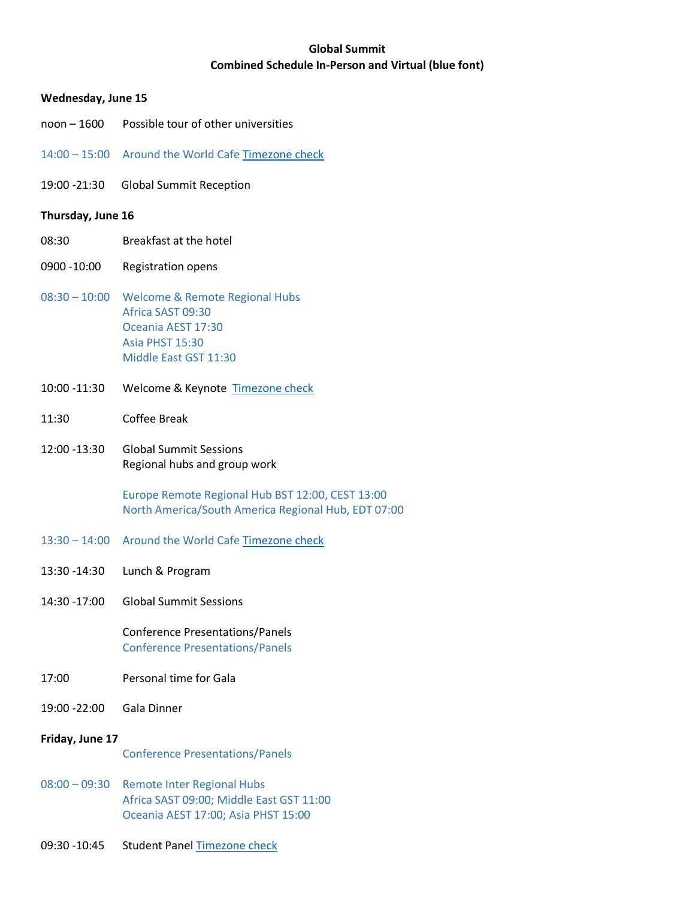**Global Summit**
**Combined Schedule In-Person and Virtual (blue font)**

**Wednesday, June 15**

noon – 1600 Possible tour of other universities

14:00 – 15:00 Around the World Cafe Timezone check

19:00 -21:30 Global Summit Reception

**Thursday, June 16**

08:30 Breakfast at the hotel

0900 -10:00 Registration opens

08:30 – 10:00 Welcome & Remote Regional Hubs
Africa SAST 09:30
Oceania AEST 17:30
Asia PHST 15:30
Middle East GST 11:30

10:00 -11:30 Welcome & Keynote Timezone check

11:30 Coffee Break

12:00 -13:30 Global Summit Sessions
Regional hubs and group work

Europe Remote Regional Hub BST 12:00, CEST 13:00
North America/South America Regional Hub, EDT 07:00

13:30 – 14:00 Around the World Cafe Timezone check

13:30 -14:30 Lunch & Program

14:30 -17:00 Global Summit Sessions

Conference Presentations/Panels
Conference Presentations/Panels

17:00 Personal time for Gala

19:00 -22:00 Gala Dinner

**Friday, June 17**

Conference Presentations/Panels

08:00 – 09:30 Remote Inter Regional Hubs
Africa SAST 09:00; Middle East GST 11:00
Oceania AEST 17:00; Asia PHST 15:00

09:30 -10:45 Student Panel Timezone check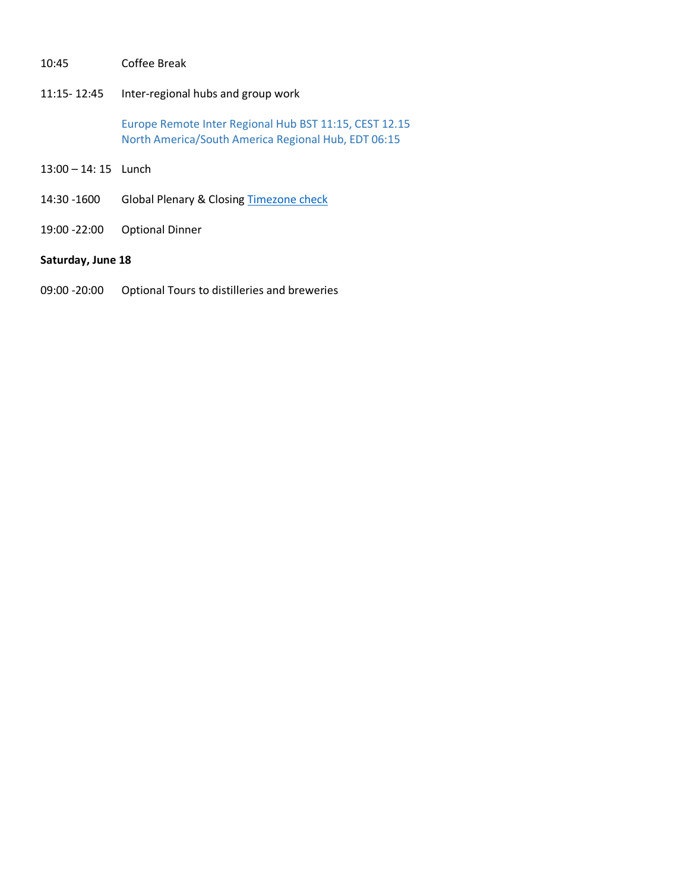10:45 Coffee Break

11:15- 12:45 Inter-regional hubs and group work

Europe Remote Inter Regional Hub BST 11:15, CEST 12.15
North America/South America Regional Hub, EDT 06:15

13:00 – 14: 15 Lunch

14:30 -1600 Global Plenary & Closing [Timezone check]

19:00 -22:00 Optional Dinner

**Saturday, June 18**

09:00 -20:00 Optional Tours to distilleries and breweries